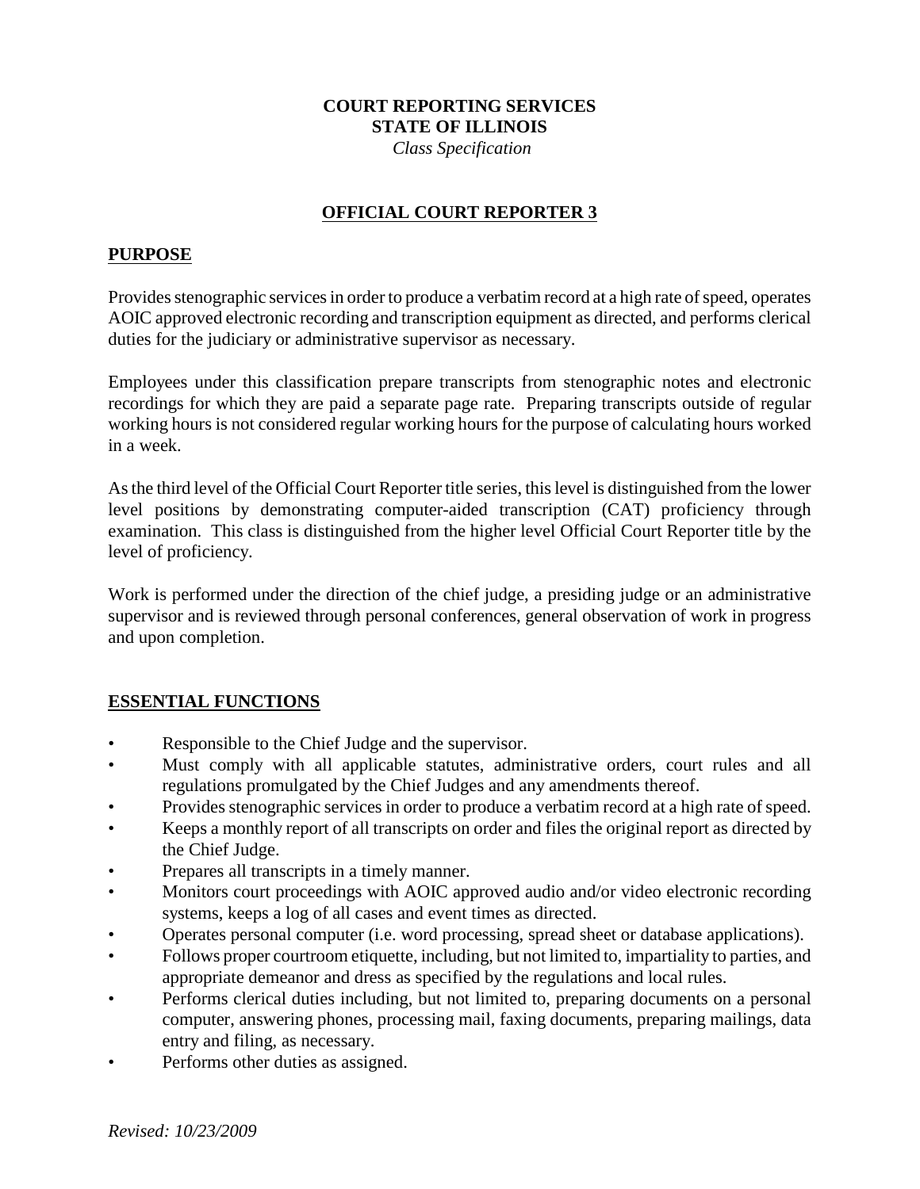**COURT REPORTING SERVICES**
**STATE OF ILLINOIS**
*Class Specification*

# OFFICIAL COURT REPORTER 3

## PURPOSE

Provides stenographic services in order to produce a verbatim record at a high rate of speed, operates AOIC approved electronic recording and transcription equipment as directed, and performs clerical duties for the judiciary or administrative supervisor as necessary.

Employees under this classification prepare transcripts from stenographic notes and electronic recordings for which they are paid a separate page rate. Preparing transcripts outside of regular working hours is not considered regular working hours for the purpose of calculating hours worked in a week.

As the third level of the Official Court Reporter title series, this level is distinguished from the lower level positions by demonstrating computer-aided transcription (CAT) proficiency through examination. This class is distinguished from the higher level Official Court Reporter title by the level of proficiency.

Work is performed under the direction of the chief judge, a presiding judge or an administrative supervisor and is reviewed through personal conferences, general observation of work in progress and upon completion.

## ESSENTIAL FUNCTIONS

- Responsible to the Chief Judge and the supervisor.
- Must comply with all applicable statutes, administrative orders, court rules and all regulations promulgated by the Chief Judges and any amendments thereof.
- Provides stenographic services in order to produce a verbatim record at a high rate of speed.
- Keeps a monthly report of all transcripts on order and files the original report as directed by the Chief Judge.
- Prepares all transcripts in a timely manner.
- Monitors court proceedings with AOIC approved audio and/or video electronic recording systems, keeps a log of all cases and event times as directed.
- Operates personal computer (i.e. word processing, spread sheet or database applications).
- Follows proper courtroom etiquette, including, but not limited to, impartiality to parties, and appropriate demeanor and dress as specified by the regulations and local rules.
- Performs clerical duties including, but not limited to, preparing documents on a personal computer, answering phones, processing mail, faxing documents, preparing mailings, data entry and filing, as necessary.
- Performs other duties as assigned.

*Revised: 10/23/2009*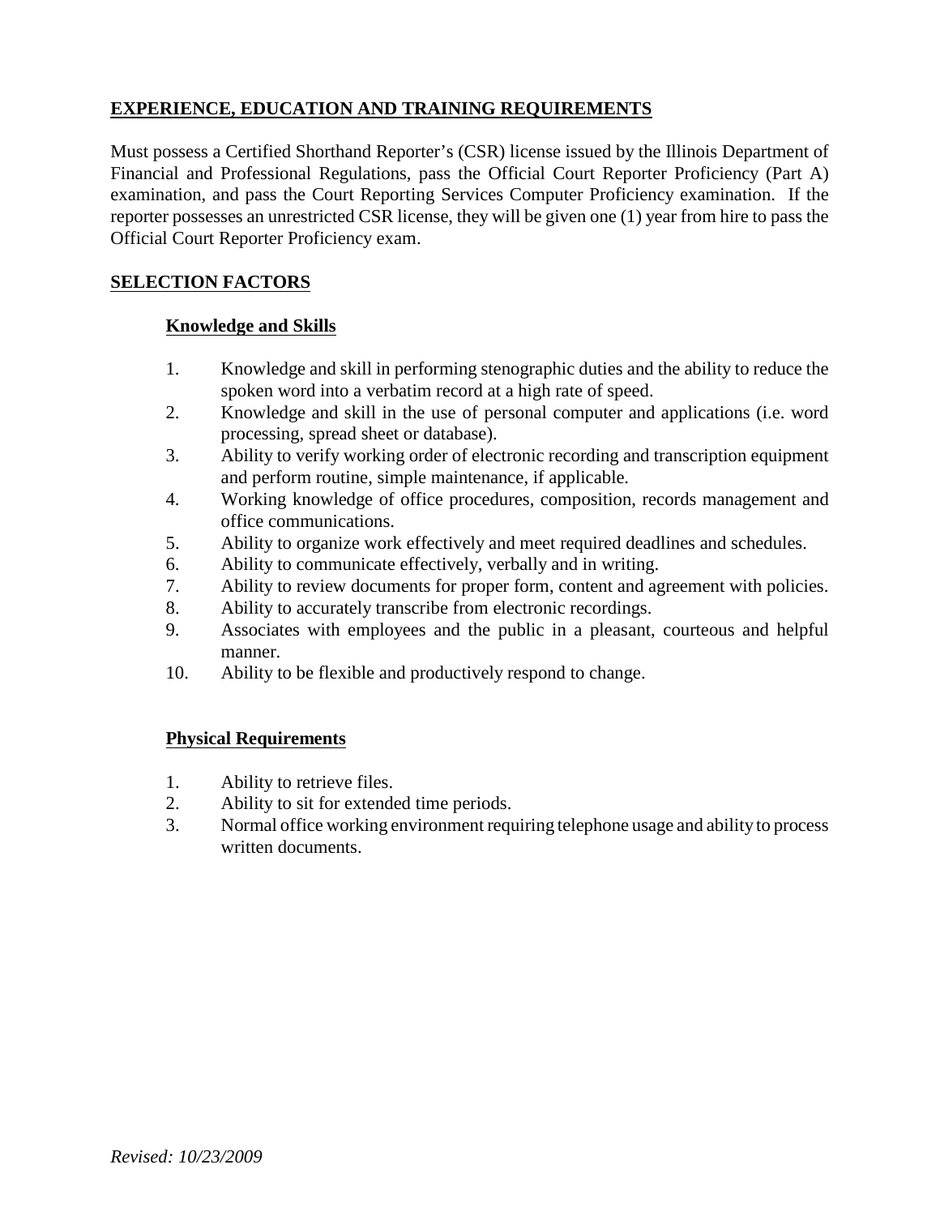## EXPERIENCE, EDUCATION AND TRAINING REQUIREMENTS

Must possess a Certified Shorthand Reporter's (CSR) license issued by the Illinois Department of Financial and Professional Regulations, pass the Official Court Reporter Proficiency (Part A) examination, and pass the Court Reporting Services Computer Proficiency examination. If the reporter possesses an unrestricted CSR license, they will be given one (1) year from hire to pass the Official Court Reporter Proficiency exam.

## SELECTION FACTORS

### Knowledge and Skills

1. Knowledge and skill in performing stenographic duties and the ability to reduce the spoken word into a verbatim record at a high rate of speed.
2. Knowledge and skill in the use of personal computer and applications (i.e. word processing, spread sheet or database).
3. Ability to verify working order of electronic recording and transcription equipment and perform routine, simple maintenance, if applicable.
4. Working knowledge of office procedures, composition, records management and office communications.
5. Ability to organize work effectively and meet required deadlines and schedules.
6. Ability to communicate effectively, verbally and in writing.
7. Ability to review documents for proper form, content and agreement with policies.
8. Ability to accurately transcribe from electronic recordings.
9. Associates with employees and the public in a pleasant, courteous and helpful manner.
10. Ability to be flexible and productively respond to change.

### Physical Requirements

1. Ability to retrieve files.
2. Ability to sit for extended time periods.
3. Normal office working environment requiring telephone usage and ability to process written documents.

*Revised: 10/23/2009*